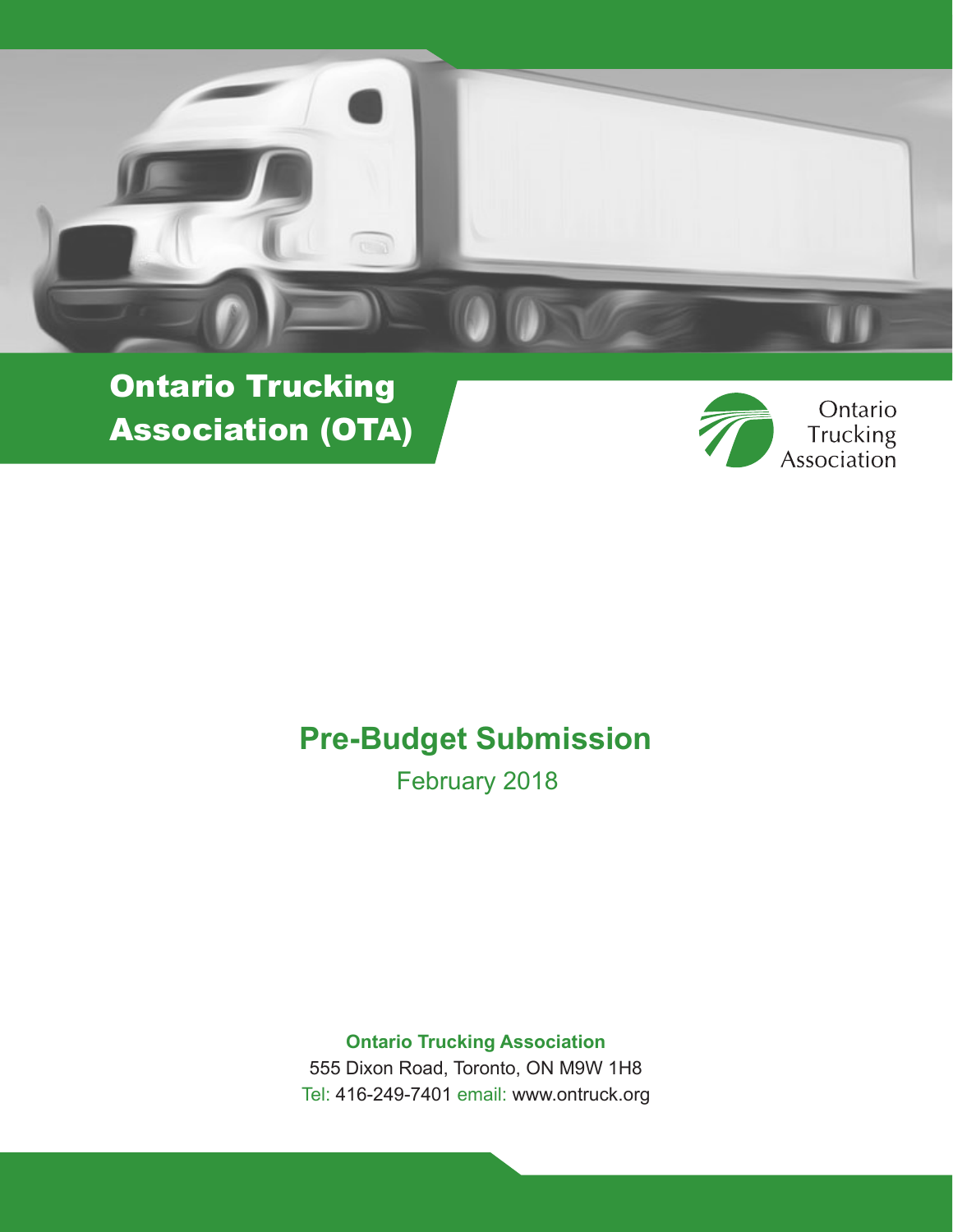# Ontario Trucking Association (OTA)

Ontario Trucking Association

## Pre-Budget Submission

February 2018

**Ontario Trucking Association**
555 Dixon Road, Toronto, ON M9W 1H8
Tel: 416-249-7401 email: www.ontruck.org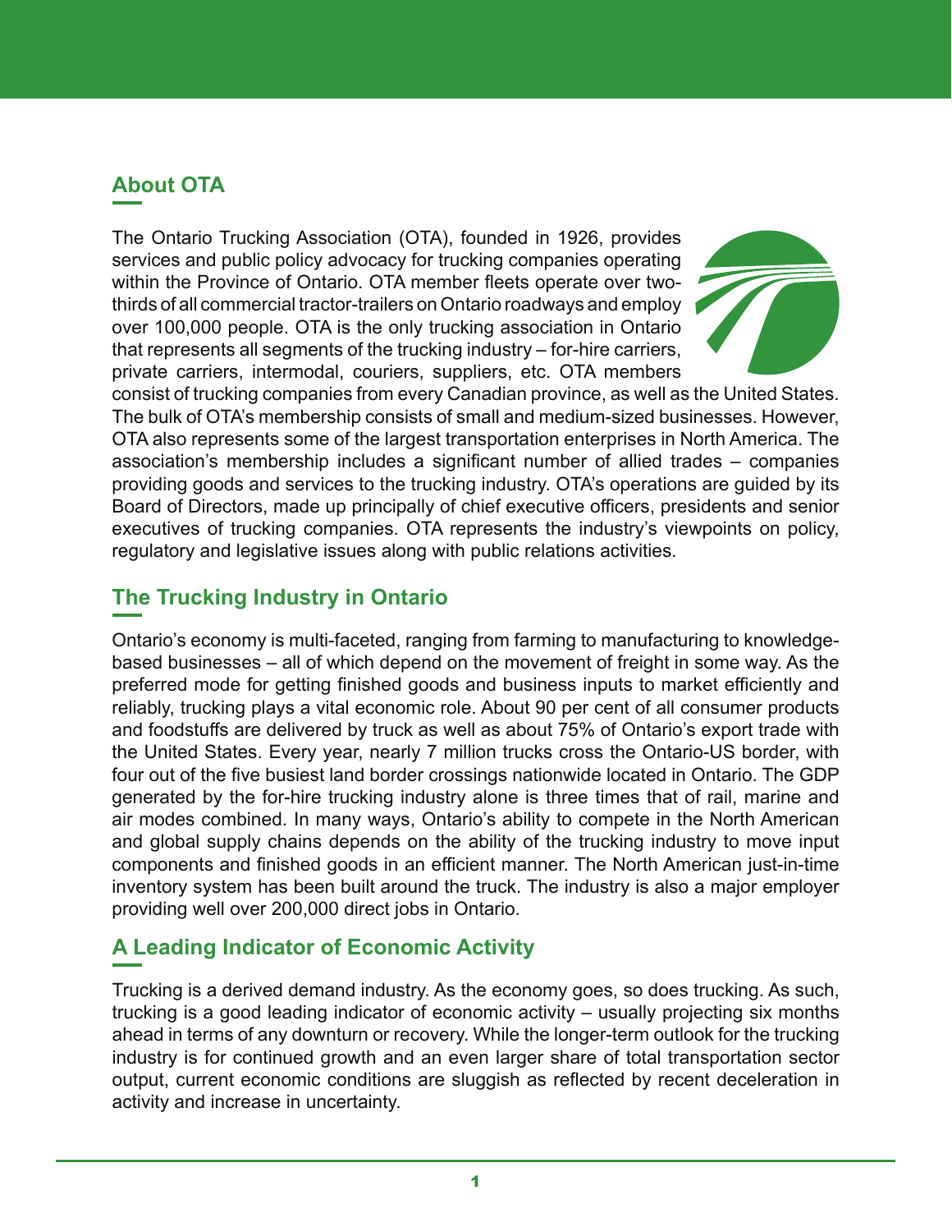## About OTA

The Ontario Trucking Association (OTA), founded in 1926, provides services and public policy advocacy for trucking companies operating within the Province of Ontario. OTA member fleets operate over two-thirds of all commercial tractor-trailers on Ontario roadways and employ over 100,000 people. OTA is the only trucking association in Ontario that represents all segments of the trucking industry – for-hire carriers, private carriers, intermodal, couriers, suppliers, etc. OTA members consist of trucking companies from every Canadian province, as well as the United States. The bulk of OTA's membership consists of small and medium-sized businesses. However, OTA also represents some of the largest transportation enterprises in North America. The association's membership includes a significant number of allied trades – companies providing goods and services to the trucking industry. OTA's operations are guided by its Board of Directors, made up principally of chief executive officers, presidents and senior executives of trucking companies. OTA represents the industry's viewpoints on policy, regulatory and legislative issues along with public relations activities.

## The Trucking Industry in Ontario

Ontario's economy is multi-faceted, ranging from farming to manufacturing to knowledge-based businesses – all of which depend on the movement of freight in some way. As the preferred mode for getting finished goods and business inputs to market efficiently and reliably, trucking plays a vital economic role. About 90 per cent of all consumer products and foodstuffs are delivered by truck as well as about 75% of Ontario's export trade with the United States. Every year, nearly 7 million trucks cross the Ontario-US border, with four out of the five busiest land border crossings nationwide located in Ontario. The GDP generated by the for-hire trucking industry alone is three times that of rail, marine and air modes combined. In many ways, Ontario's ability to compete in the North American and global supply chains depends on the ability of the trucking industry to move input components and finished goods in an efficient manner. The North American just-in-time inventory system has been built around the truck. The industry is also a major employer providing well over 200,000 direct jobs in Ontario.

## A Leading Indicator of Economic Activity

Trucking is a derived demand industry. As the economy goes, so does trucking. As such, trucking is a good leading indicator of economic activity – usually projecting six months ahead in terms of any downturn or recovery. While the longer-term outlook for the trucking industry is for continued growth and an even larger share of total transportation sector output, current economic conditions are sluggish as reflected by recent deceleration in activity and increase in uncertainty.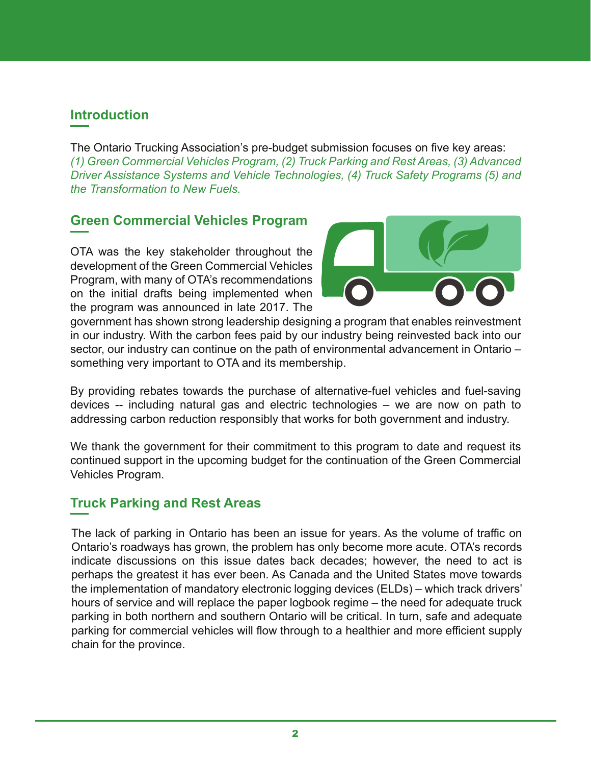## Introduction

The Ontario Trucking Association's pre-budget submission focuses on five key areas: *(1) Green Commercial Vehicles Program, (2) Truck Parking and Rest Areas, (3) Advanced Driver Assistance Systems and Vehicle Technologies, (4) Truck Safety Programs (5) and the Transformation to New Fuels.*

## Green Commercial Vehicles Program

OTA was the key stakeholder throughout the development of the Green Commercial Vehicles Program, with many of OTA's recommendations on the initial drafts being implemented when the program was announced in late 2017. The government has shown strong leadership designing a program that enables reinvestment in our industry. With the carbon fees paid by our industry being reinvested back into our sector, our industry can continue on the path of environmental advancement in Ontario – something very important to OTA and its membership.

By providing rebates towards the purchase of alternative-fuel vehicles and fuel-saving devices -- including natural gas and electric technologies – we are now on path to addressing carbon reduction responsibly that works for both government and industry.

We thank the government for their commitment to this program to date and request its continued support in the upcoming budget for the continuation of the Green Commercial Vehicles Program.

## Truck Parking and Rest Areas

The lack of parking in Ontario has been an issue for years. As the volume of traffic on Ontario's roadways has grown, the problem has only become more acute. OTA's records indicate discussions on this issue dates back decades; however, the need to act is perhaps the greatest it has ever been. As Canada and the United States move towards the implementation of mandatory electronic logging devices (ELDs) – which track drivers' hours of service and will replace the paper logbook regime – the need for adequate truck parking in both northern and southern Ontario will be critical. In turn, safe and adequate parking for commercial vehicles will flow through to a healthier and more efficient supply chain for the province.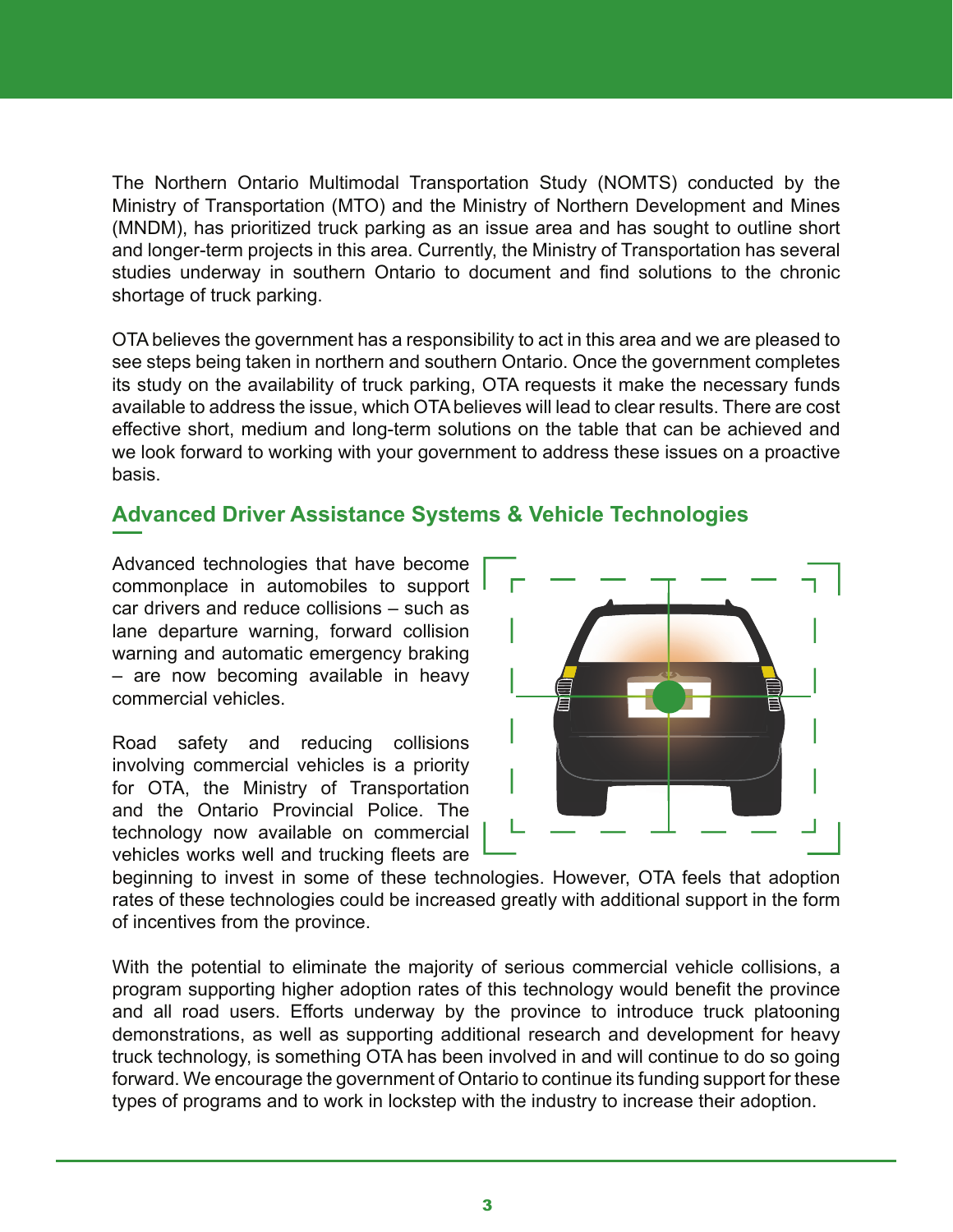The Northern Ontario Multimodal Transportation Study (NOMTS) conducted by the Ministry of Transportation (MTO) and the Ministry of Northern Development and Mines (MNDM), has prioritized truck parking as an issue area and has sought to outline short and longer-term projects in this area. Currently, the Ministry of Transportation has several studies underway in southern Ontario to document and find solutions to the chronic shortage of truck parking.

OTA believes the government has a responsibility to act in this area and we are pleased to see steps being taken in northern and southern Ontario. Once the government completes its study on the availability of truck parking, OTA requests it make the necessary funds available to address the issue, which OTA believes will lead to clear results. There are cost effective short, medium and long-term solutions on the table that can be achieved and we look forward to working with your government to address these issues on a proactive basis.

## Advanced Driver Assistance Systems & Vehicle Technologies

Advanced technologies that have become commonplace in automobiles to support car drivers and reduce collisions – such as lane departure warning, forward collision warning and automatic emergency braking – are now becoming available in heavy commercial vehicles.

Road safety and reducing collisions involving commercial vehicles is a priority for OTA, the Ministry of Transportation and the Ontario Provincial Police. The technology now available on commercial vehicles works well and trucking fleets are beginning to invest in some of these technologies. However, OTA feels that adoption rates of these technologies could be increased greatly with additional support in the form of incentives from the province.

With the potential to eliminate the majority of serious commercial vehicle collisions, a program supporting higher adoption rates of this technology would benefit the province and all road users. Efforts underway by the province to introduce truck platooning demonstrations, as well as supporting additional research and development for heavy truck technology, is something OTA has been involved in and will continue to do so going forward. We encourage the government of Ontario to continue its funding support for these types of programs and to work in lockstep with the industry to increase their adoption.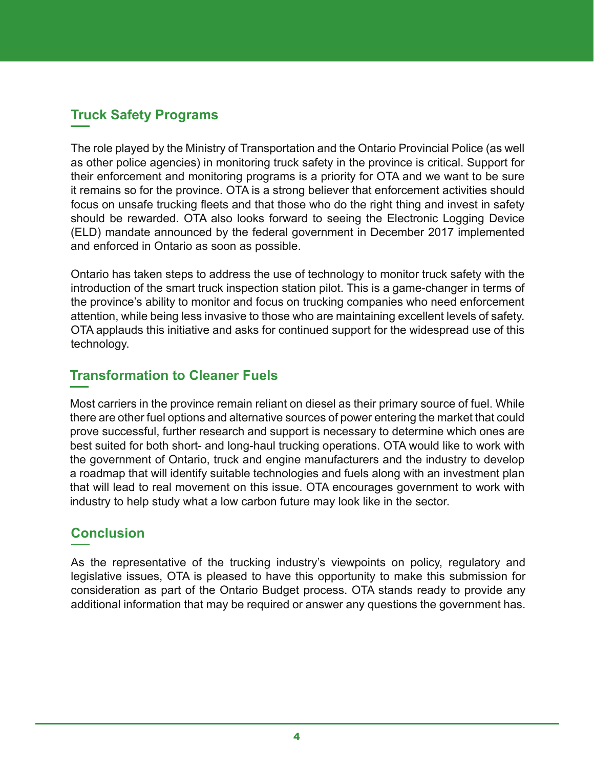## Truck Safety Programs

The role played by the Ministry of Transportation and the Ontario Provincial Police (as well as other police agencies) in monitoring truck safety in the province is critical. Support for their enforcement and monitoring programs is a priority for OTA and we want to be sure it remains so for the province. OTA is a strong believer that enforcement activities should focus on unsafe trucking fleets and that those who do the right thing and invest in safety should be rewarded. OTA also looks forward to seeing the Electronic Logging Device (ELD) mandate announced by the federal government in December 2017 implemented and enforced in Ontario as soon as possible.

Ontario has taken steps to address the use of technology to monitor truck safety with the introduction of the smart truck inspection station pilot. This is a game-changer in terms of the province's ability to monitor and focus on trucking companies who need enforcement attention, while being less invasive to those who are maintaining excellent levels of safety. OTA applauds this initiative and asks for continued support for the widespread use of this technology.

## Transformation to Cleaner Fuels

Most carriers in the province remain reliant on diesel as their primary source of fuel. While there are other fuel options and alternative sources of power entering the market that could prove successful, further research and support is necessary to determine which ones are best suited for both short- and long-haul trucking operations. OTA would like to work with the government of Ontario, truck and engine manufacturers and the industry to develop a roadmap that will identify suitable technologies and fuels along with an investment plan that will lead to real movement on this issue. OTA encourages government to work with industry to help study what a low carbon future may look like in the sector.

## Conclusion

As the representative of the trucking industry's viewpoints on policy, regulatory and legislative issues, OTA is pleased to have this opportunity to make this submission for consideration as part of the Ontario Budget process. OTA stands ready to provide any additional information that may be required or answer any questions the government has.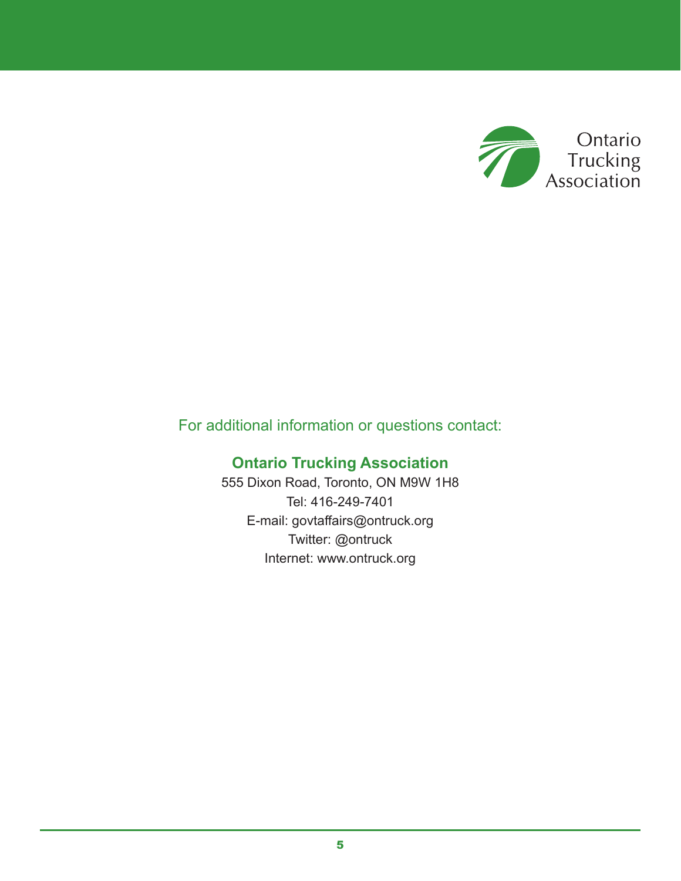Ontario Trucking Association

For additional information or questions contact:

**Ontario Trucking Association**

555 Dixon Road, Toronto, ON M9W 1H8

Tel: 416-249-7401

E-mail: govtaffairs@ontruck.org

Twitter: @ontruck

Internet: www.ontruck.org